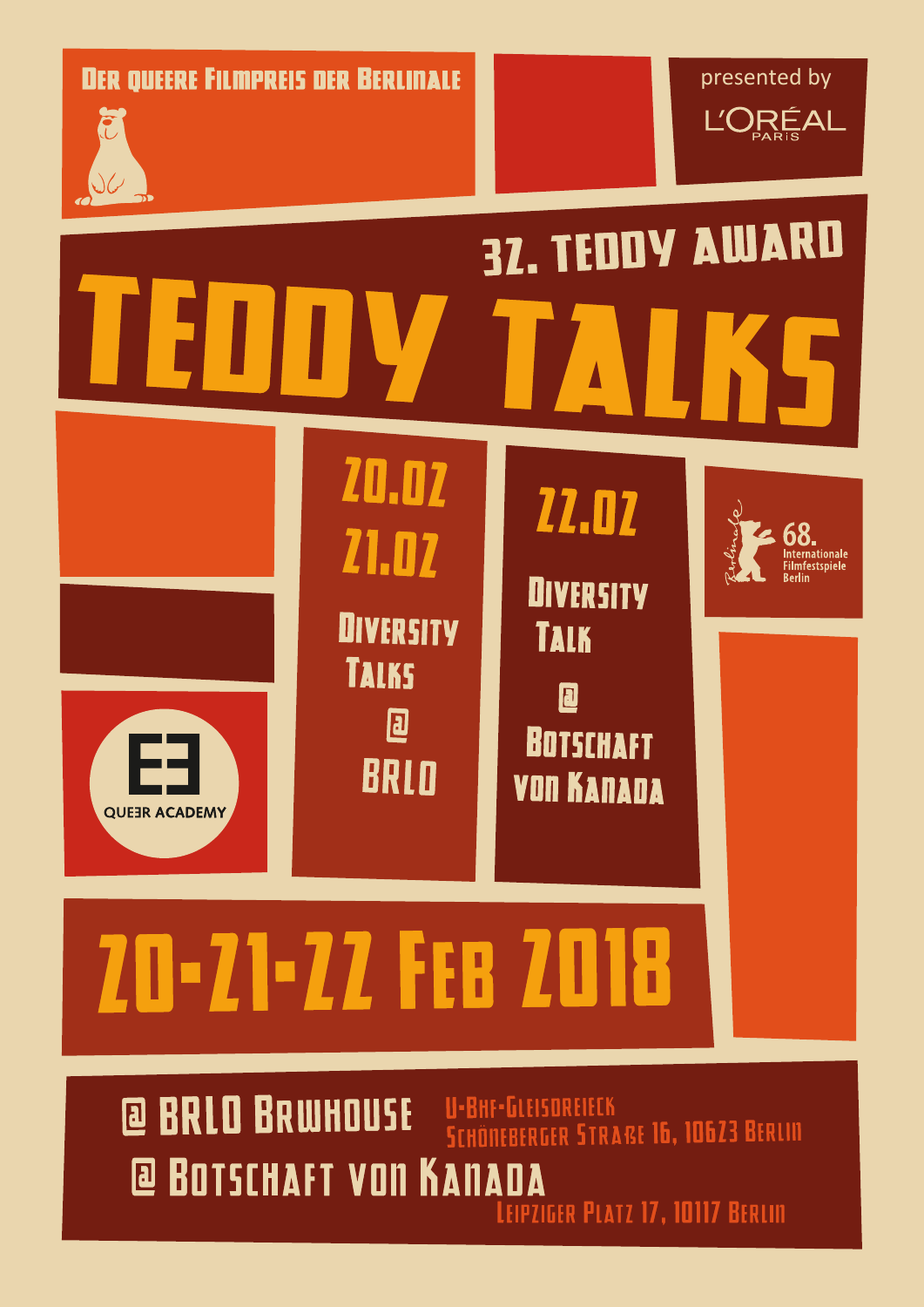Der queere Filmpreis der Berlinale

presented by

L'ORÉAL PARIS

32. Teddy Award

# Teddy Talks

20.02
21.02

Diversity Talks @ BRLO

22.02

Diversity Talk @ Botschaft von Kanada

68. Internationale Filmfestspiele Berlin

QUEER ACADEMY

## 20-21-22 Feb 2018

@ BRLO Brwhouse
U-Bhf-Gleisdreieck
Schöneberger Straße 16, 10623 Berlin

@ Botschaft von Kanada
Leipziger Platz 17, 10117 Berlin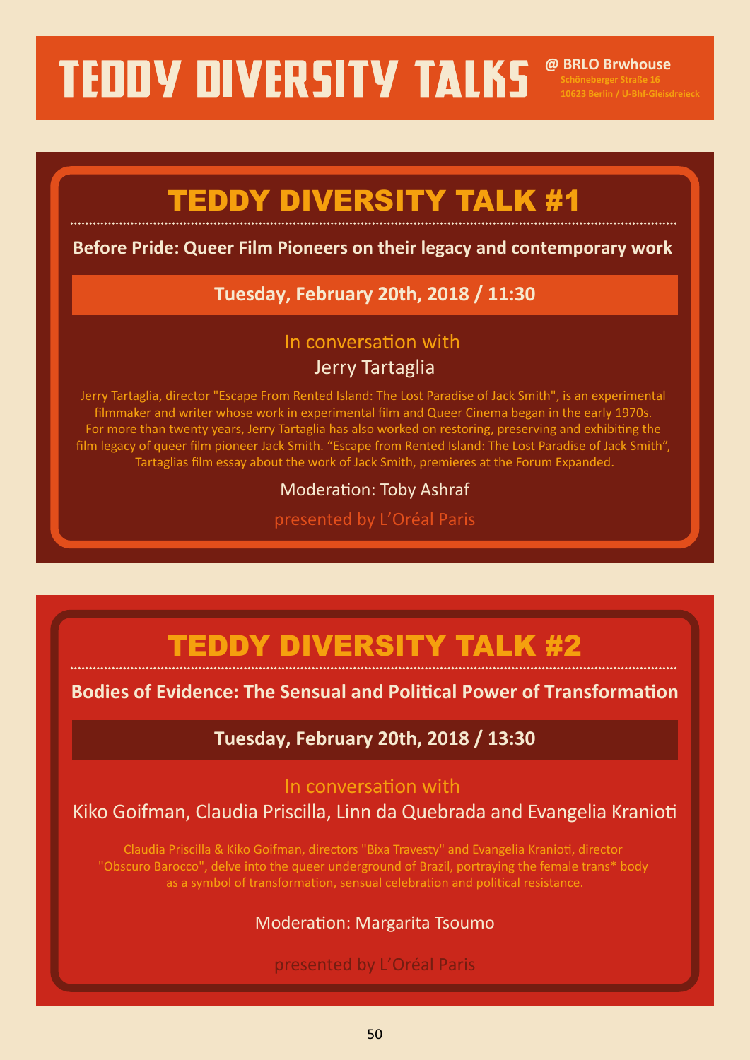# TEDDY DIVERSITY TALKS

**@ BRLO Brwhouse**
**Schöneberger Straße 16**
**10623 Berlin / U-Bhf-Gleisdreieck**

## TEDDY DIVERSITY TALK #1

**Before Pride: Queer Film Pioneers on their legacy and contemporary work**

**Tuesday, February 20th, 2018 / 11:30**

In conversation with
Jerry Tartaglia

Jerry Tartaglia, director "Escape From Rented Island: The Lost Paradise of Jack Smith", is an experimental filmmaker and writer whose work in experimental film and Queer Cinema began in the early 1970s. For more than twenty years, Jerry Tartaglia has also worked on restoring, preserving and exhibiting the film legacy of queer film pioneer Jack Smith. "Escape from Rented Island: The Lost Paradise of Jack Smith", Tartaglias film essay about the work of Jack Smith, premieres at the Forum Expanded.

Moderation: Toby Ashraf

presented by L'Oréal Paris

## TEDDY DIVERSITY TALK #2

**Bodies of Evidence: The Sensual and Political Power of Transformation**

**Tuesday, February 20th, 2018 / 13:30**

In conversation with
Kiko Goifman, Claudia Priscilla, Linn da Quebrada and Evangelia Kranioti

Claudia Priscilla & Kiko Goifman, directors "Bixa Travesty" and Evangelia Kranioti, director "Obscuro Barocco", delve into the queer underground of Brazil, portraying the female trans* body as a symbol of transformation, sensual celebration and political resistance.

Moderation: Margarita Tsoumo

presented by L'Oréal Paris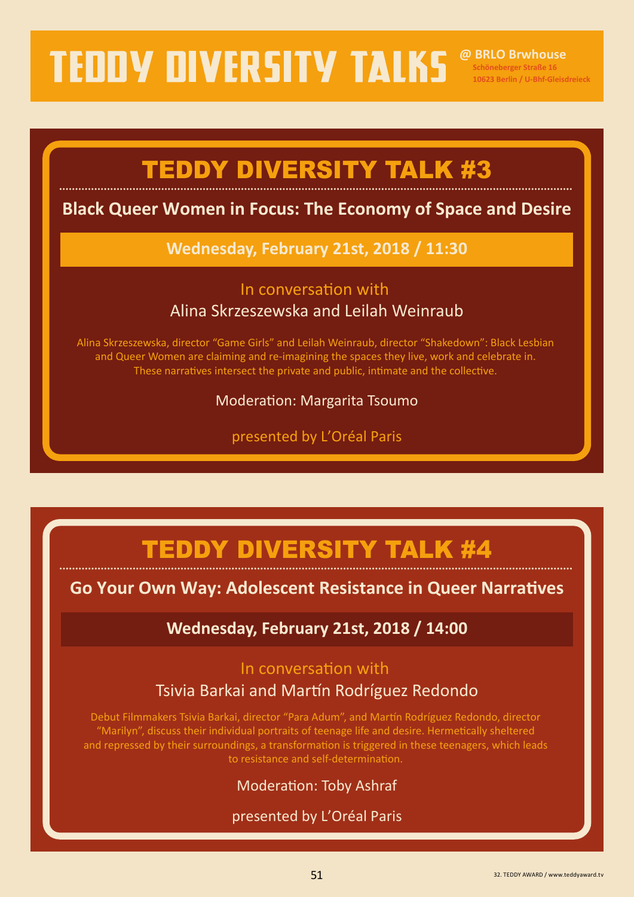# TEDDY DIVERSITY TALKS

**@ BRLO Brwhouse**
Schöneberger Straße 16
10623 Berlin / U-Bhf-Gleisdreieck

## TEDDY DIVERSITY TALK #3

**Black Queer Women in Focus: The Economy of Space and Desire**

**Wednesday, February 21st, 2018 / 11:30**

In conversation with
Alina Skrzeszewska and Leilah Weinraub

Alina Skrzeszewska, director "Game Girls" and Leilah Weinraub, director "Shakedown": Black Lesbian and Queer Women are claiming and re-imagining the spaces they live, work and celebrate in. These narratives intersect the private and public, intimate and the collective.

Moderation: Margarita Tsoumo

presented by L'Oréal Paris

## TEDDY DIVERSITY TALK #4

**Go Your Own Way: Adolescent Resistance in Queer Narratives**

**Wednesday, February 21st, 2018 / 14:00**

In conversation with
Tsivia Barkai and Martín Rodríguez Redondo

Debut Filmmakers Tsivia Barkai, director "Para Adum", and Martín Rodríguez Redondo, director "Marilyn", discuss their individual portraits of teenage life and desire. Hermetically sheltered and repressed by their surroundings, a transformation is triggered in these teenagers, which leads to resistance and self-determination.

Moderation: Toby Ashraf

presented by L'Oréal Paris